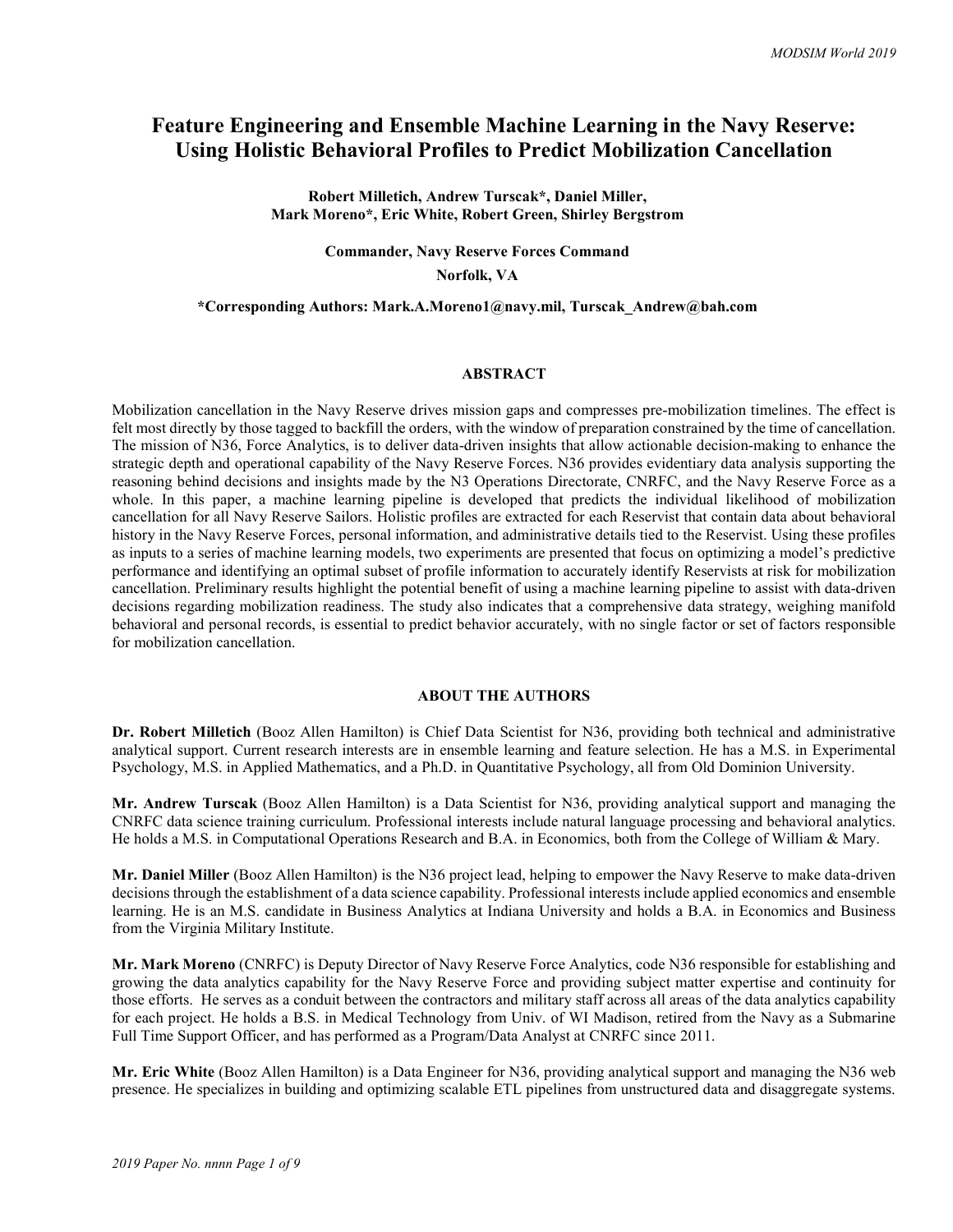# Feature Engineering and Ensemble Machine Learning in the Navy Reserve: Using Holistic Behavioral Profiles to Predict Mobilization Cancellation

**Robert Milletich, Andrew Turscak\*, Daniel Miller,**
**Mark Moreno\*, Eric White, Robert Green, Shirley Bergstrom**

**Commander, Navy Reserve Forces Command**

**Norfolk, VA**

**\*Corresponding Authors: Mark.A.Moreno1@navy.mil, Turscak_Andrew@bah.com**

## ABSTRACT

Mobilization cancellation in the Navy Reserve drives mission gaps and compresses pre-mobilization timelines. The effect is felt most directly by those tagged to backfill the orders, with the window of preparation constrained by the time of cancellation. The mission of N36, Force Analytics, is to deliver data-driven insights that allow actionable decision-making to enhance the strategic depth and operational capability of the Navy Reserve Forces. N36 provides evidentiary data analysis supporting the reasoning behind decisions and insights made by the N3 Operations Directorate, CNRFC, and the Navy Reserve Force as a whole. In this paper, a machine learning pipeline is developed that predicts the individual likelihood of mobilization cancellation for all Navy Reserve Sailors. Holistic profiles are extracted for each Reservist that contain data about behavioral history in the Navy Reserve Forces, personal information, and administrative details tied to the Reservist. Using these profiles as inputs to a series of machine learning models, two experiments are presented that focus on optimizing a model's predictive performance and identifying an optimal subset of profile information to accurately identify Reservists at risk for mobilization cancellation. Preliminary results highlight the potential benefit of using a machine learning pipeline to assist with data-driven decisions regarding mobilization readiness. The study also indicates that a comprehensive data strategy, weighing manifold behavioral and personal records, is essential to predict behavior accurately, with no single factor or set of factors responsible for mobilization cancellation.

## ABOUT THE AUTHORS

**Dr. Robert Milletich** (Booz Allen Hamilton) is Chief Data Scientist for N36, providing both technical and administrative analytical support. Current research interests are in ensemble learning and feature selection. He has a M.S. in Experimental Psychology, M.S. in Applied Mathematics, and a Ph.D. in Quantitative Psychology, all from Old Dominion University.

**Mr. Andrew Turscak** (Booz Allen Hamilton) is a Data Scientist for N36, providing analytical support and managing the CNRFC data science training curriculum. Professional interests include natural language processing and behavioral analytics. He holds a M.S. in Computational Operations Research and B.A. in Economics, both from the College of William & Mary.

**Mr. Daniel Miller** (Booz Allen Hamilton) is the N36 project lead, helping to empower the Navy Reserve to make data-driven decisions through the establishment of a data science capability. Professional interests include applied economics and ensemble learning. He is an M.S. candidate in Business Analytics at Indiana University and holds a B.A. in Economics and Business from the Virginia Military Institute.

**Mr. Mark Moreno** (CNRFC) is Deputy Director of Navy Reserve Force Analytics, code N36 responsible for establishing and growing the data analytics capability for the Navy Reserve Force and providing subject matter expertise and continuity for those efforts. He serves as a conduit between the contractors and military staff across all areas of the data analytics capability for each project. He holds a B.S. in Medical Technology from Univ. of WI Madison, retired from the Navy as a Submarine Full Time Support Officer, and has performed as a Program/Data Analyst at CNRFC since 2011.

**Mr. Eric White** (Booz Allen Hamilton) is a Data Engineer for N36, providing analytical support and managing the N36 web presence. He specializes in building and optimizing scalable ETL pipelines from unstructured data and disaggregate systems.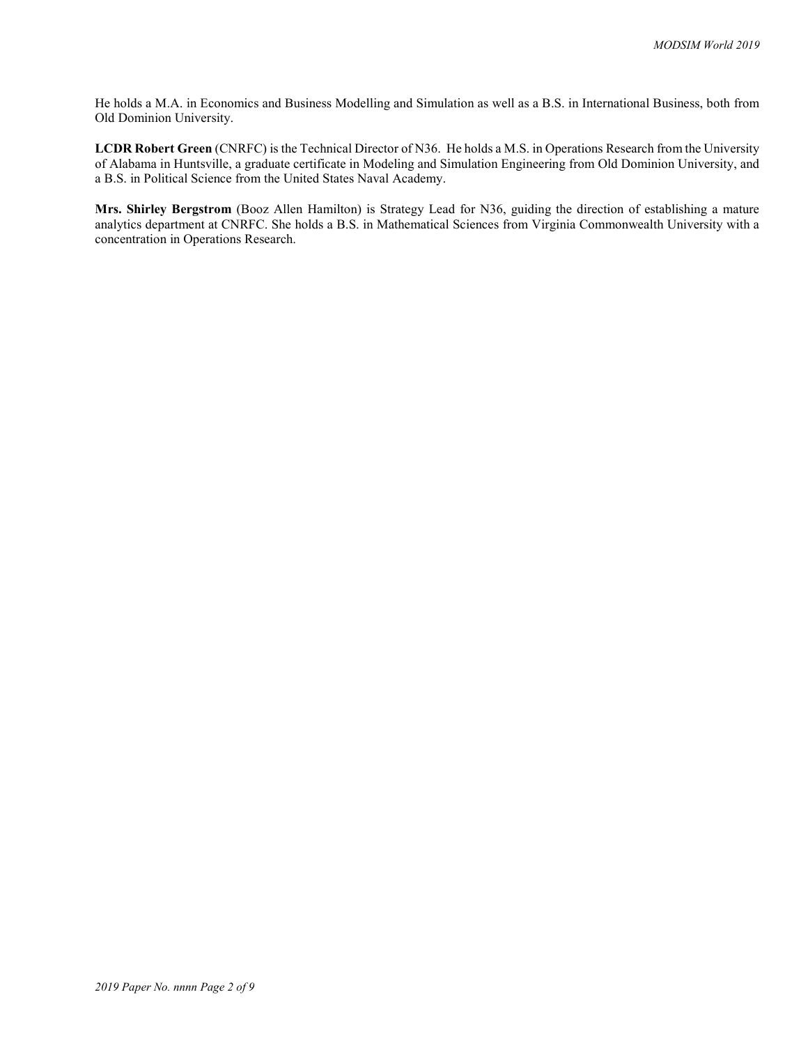He holds a M.A. in Economics and Business Modelling and Simulation as well as a B.S. in International Business, both from Old Dominion University.

**LCDR Robert Green** (CNRFC) is the Technical Director of N36. He holds a M.S. in Operations Research from the University of Alabama in Huntsville, a graduate certificate in Modeling and Simulation Engineering from Old Dominion University, and a B.S. in Political Science from the United States Naval Academy.

**Mrs. Shirley Bergstrom** (Booz Allen Hamilton) is Strategy Lead for N36, guiding the direction of establishing a mature analytics department at CNRFC. She holds a B.S. in Mathematical Sciences from Virginia Commonwealth University with a concentration in Operations Research.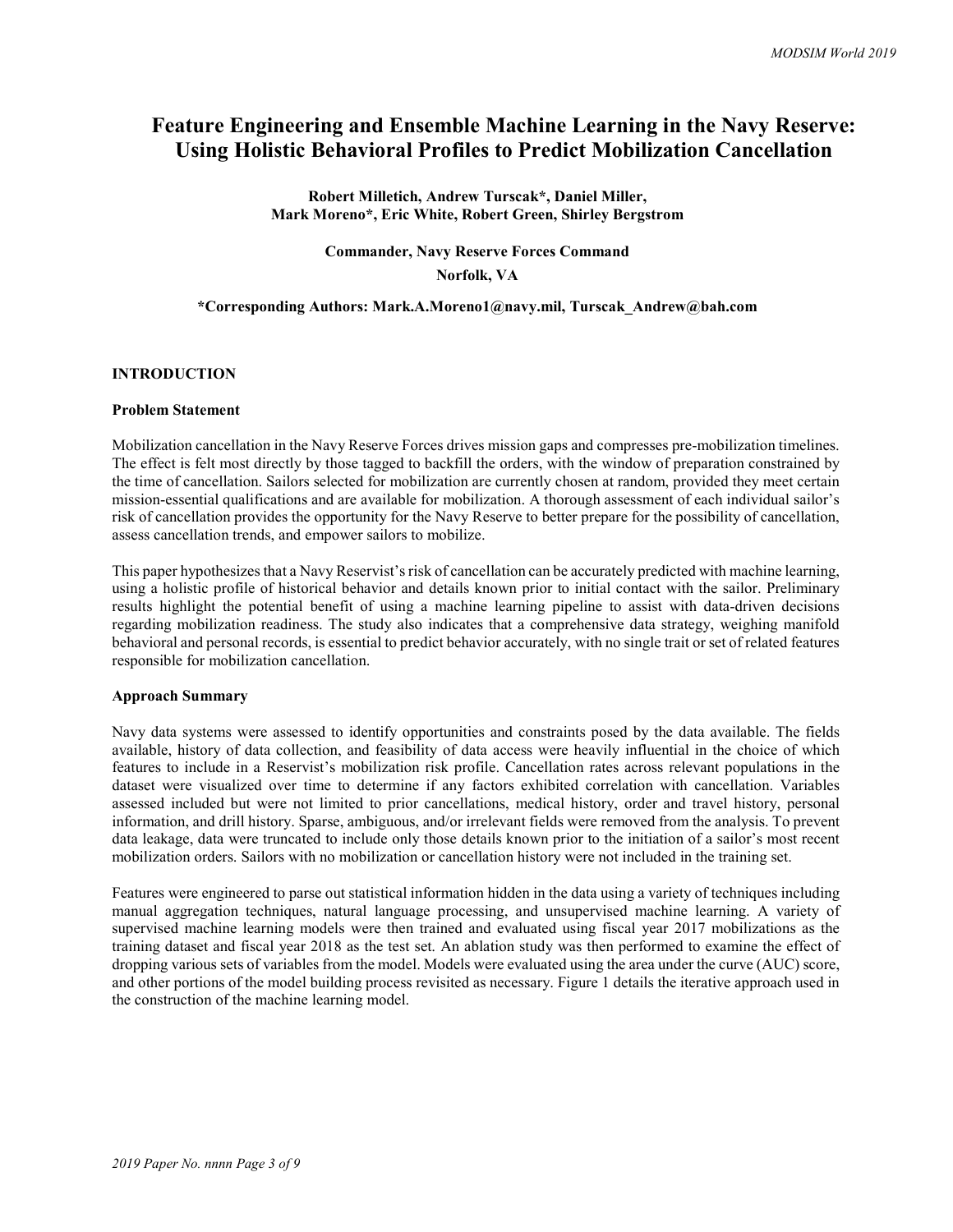# Feature Engineering and Ensemble Machine Learning in the Navy Reserve: Using Holistic Behavioral Profiles to Predict Mobilization Cancellation

**Robert Milletich, Andrew Turscak\*, Daniel Miller, Mark Moreno\*, Eric White, Robert Green, Shirley Bergstrom**

**Commander, Navy Reserve Forces Command**

**Norfolk, VA**

**\*Corresponding Authors: Mark.A.Moreno1@navy.mil, Turscak_Andrew@bah.com**

## INTRODUCTION

### Problem Statement

Mobilization cancellation in the Navy Reserve Forces drives mission gaps and compresses pre-mobilization timelines. The effect is felt most directly by those tagged to backfill the orders, with the window of preparation constrained by the time of cancellation. Sailors selected for mobilization are currently chosen at random, provided they meet certain mission-essential qualifications and are available for mobilization. A thorough assessment of each individual sailor's risk of cancellation provides the opportunity for the Navy Reserve to better prepare for the possibility of cancellation, assess cancellation trends, and empower sailors to mobilize.

This paper hypothesizes that a Navy Reservist's risk of cancellation can be accurately predicted with machine learning, using a holistic profile of historical behavior and details known prior to initial contact with the sailor. Preliminary results highlight the potential benefit of using a machine learning pipeline to assist with data-driven decisions regarding mobilization readiness. The study also indicates that a comprehensive data strategy, weighing manifold behavioral and personal records, is essential to predict behavior accurately, with no single trait or set of related features responsible for mobilization cancellation.

### Approach Summary

Navy data systems were assessed to identify opportunities and constraints posed by the data available. The fields available, history of data collection, and feasibility of data access were heavily influential in the choice of which features to include in a Reservist's mobilization risk profile. Cancellation rates across relevant populations in the dataset were visualized over time to determine if any factors exhibited correlation with cancellation. Variables assessed included but were not limited to prior cancellations, medical history, order and travel history, personal information, and drill history. Sparse, ambiguous, and/or irrelevant fields were removed from the analysis. To prevent data leakage, data were truncated to include only those details known prior to the initiation of a sailor's most recent mobilization orders. Sailors with no mobilization or cancellation history were not included in the training set.

Features were engineered to parse out statistical information hidden in the data using a variety of techniques including manual aggregation techniques, natural language processing, and unsupervised machine learning. A variety of supervised machine learning models were then trained and evaluated using fiscal year 2017 mobilizations as the training dataset and fiscal year 2018 as the test set. An ablation study was then performed to examine the effect of dropping various sets of variables from the model. Models were evaluated using the area under the curve (AUC) score, and other portions of the model building process revisited as necessary. Figure 1 details the iterative approach used in the construction of the machine learning model.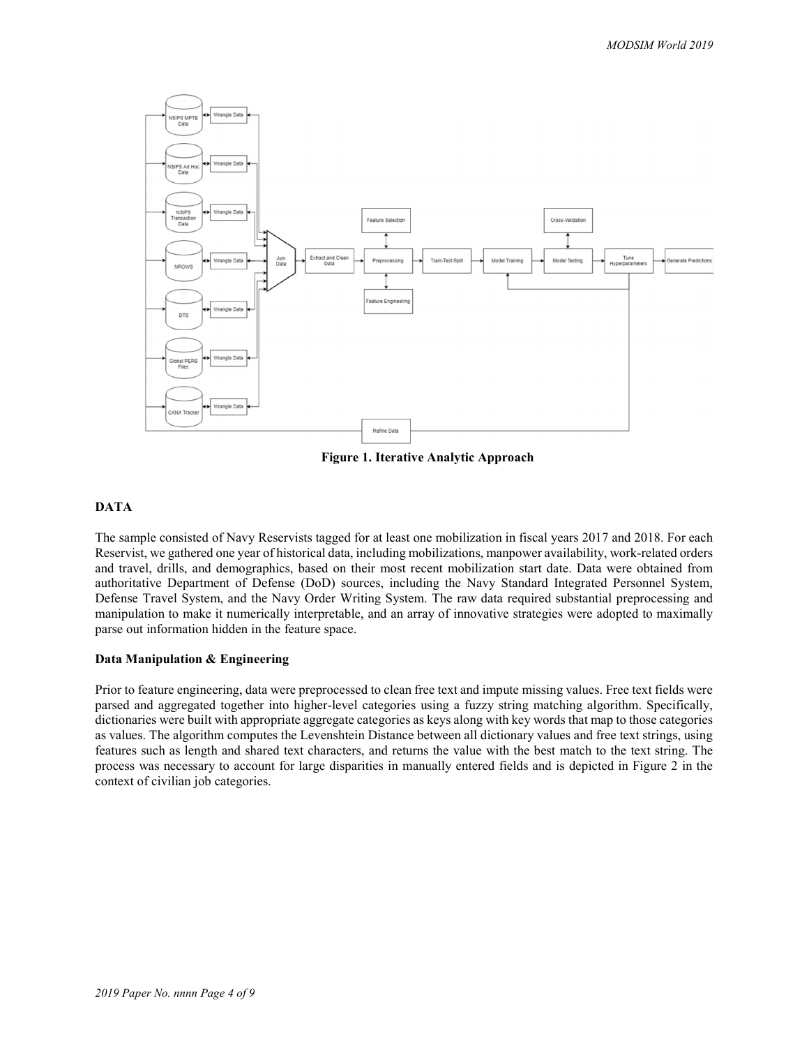Figure 1. Iterative Analytic Approach

## DATA

The sample consisted of Navy Reservists tagged for at least one mobilization in fiscal years 2017 and 2018. For each Reservist, we gathered one year of historical data, including mobilizations, manpower availability, work-related orders and travel, drills, and demographics, based on their most recent mobilization start date. Data were obtained from authoritative Department of Defense (DoD) sources, including the Navy Standard Integrated Personnel System, Defense Travel System, and the Navy Order Writing System. The raw data required substantial preprocessing and manipulation to make it numerically interpretable, and an array of innovative strategies were adopted to maximally parse out information hidden in the feature space.

### Data Manipulation & Engineering

Prior to feature engineering, data were preprocessed to clean free text and impute missing values. Free text fields were parsed and aggregated together into higher-level categories using a fuzzy string matching algorithm. Specifically, dictionaries were built with appropriate aggregate categories as keys along with key words that map to those categories as values. The algorithm computes the Levenshtein Distance between all dictionary values and free text strings, using features such as length and shared text characters, and returns the value with the best match to the text string. The process was necessary to account for large disparities in manually entered fields and is depicted in Figure 2 in the context of civilian job categories.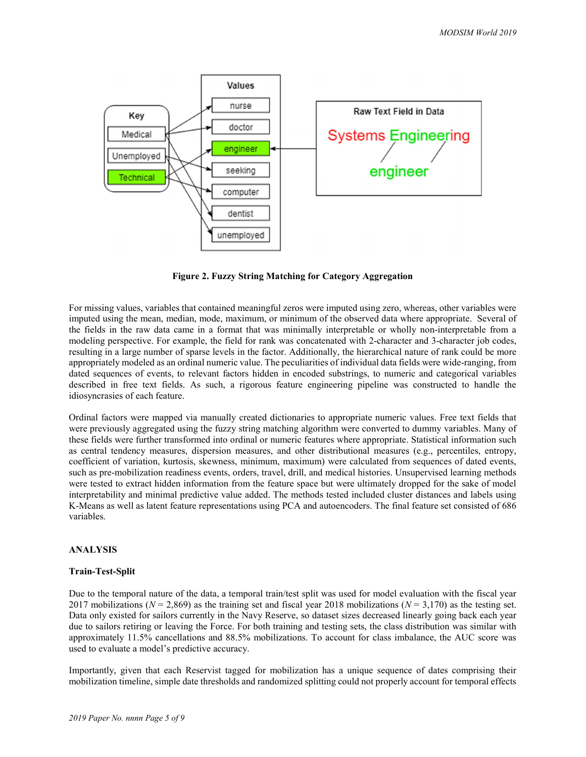**Figure 2. Fuzzy String Matching for Category Aggregation**

For missing values, variables that contained meaningful zeros were imputed using zero, whereas, other variables were imputed using the mean, median, mode, maximum, or minimum of the observed data where appropriate. Several of the fields in the raw data came in a format that was minimally interpretable or wholly non-interpretable from a modeling perspective. For example, the field for rank was concatenated with 2-character and 3-character job codes, resulting in a large number of sparse levels in the factor. Additionally, the hierarchical nature of rank could be more appropriately modeled as an ordinal numeric value. The peculiarities of individual data fields were wide-ranging, from dated sequences of events, to relevant factors hidden in encoded substrings, to numeric and categorical variables described in free text fields. As such, a rigorous feature engineering pipeline was constructed to handle the idiosyncrasies of each feature.

Ordinal factors were mapped via manually created dictionaries to appropriate numeric values. Free text fields that were previously aggregated using the fuzzy string matching algorithm were converted to dummy variables. Many of these fields were further transformed into ordinal or numeric features where appropriate. Statistical information such as central tendency measures, dispersion measures, and other distributional measures (e.g., percentiles, entropy, coefficient of variation, kurtosis, skewness, minimum, maximum) were calculated from sequences of dated events, such as pre-mobilization readiness events, orders, travel, drill, and medical histories. Unsupervised learning methods were tested to extract hidden information from the feature space but were ultimately dropped for the sake of model interpretability and minimal predictive value added. The methods tested included cluster distances and labels using K-Means as well as latent feature representations using PCA and autoencoders. The final feature set consisted of 686 variables.

## ANALYSIS

### Train-Test-Split

Due to the temporal nature of the data, a temporal train/test split was used for model evaluation with the fiscal year 2017 mobilizations ($N$ = 2,869) as the training set and fiscal year 2018 mobilizations ($N$ = 3,170) as the testing set. Data only existed for sailors currently in the Navy Reserve, so dataset sizes decreased linearly going back each year due to sailors retiring or leaving the Force. For both training and testing sets, the class distribution was similar with approximately 11.5% cancellations and 88.5% mobilizations. To account for class imbalance, the AUC score was used to evaluate a model's predictive accuracy.

Importantly, given that each Reservist tagged for mobilization has a unique sequence of dates comprising their mobilization timeline, simple date thresholds and randomized splitting could not properly account for temporal effects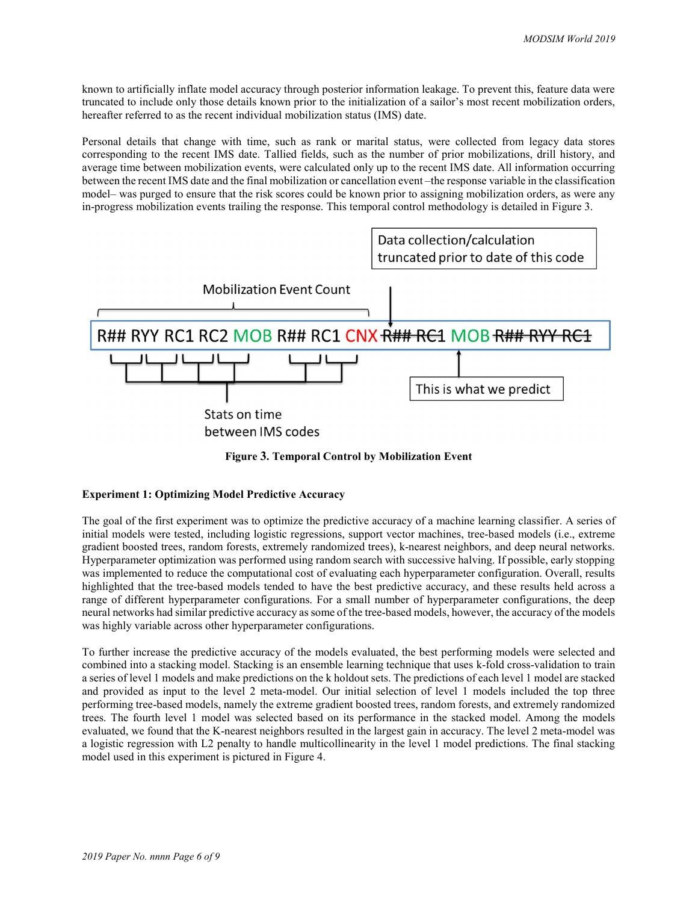known to artificially inflate model accuracy through posterior information leakage. To prevent this, feature data were truncated to include only those details known prior to the initialization of a sailor's most recent mobilization orders, hereafter referred to as the recent individual mobilization status (IMS) date.

Personal details that change with time, such as rank or marital status, were collected from legacy data stores corresponding to the recent IMS date. Tallied fields, such as the number of prior mobilizations, drill history, and average time between mobilization events, were calculated only up to the recent IMS date. All information occurring between the recent IMS date and the final mobilization or cancellation event –the response variable in the classification model– was purged to ensure that the risk scores could be known prior to assigning mobilization orders, as were any in-progress mobilization events trailing the response. This temporal control methodology is detailed in Figure 3.

Data collection/calculation truncated prior to date of this code

Mobilization Event Count

R## RYY RC1 RC2 MOB R## RC1 CNX ~~R## RC1~~ MOB ~~R## RYY RC1~~

This is what we predict

Stats on time between IMS codes

**Figure 3. Temporal Control by Mobilization Event**

**Experiment 1: Optimizing Model Predictive Accuracy**

The goal of the first experiment was to optimize the predictive accuracy of a machine learning classifier. A series of initial models were tested, including logistic regressions, support vector machines, tree-based models (i.e., extreme gradient boosted trees, random forests, extremely randomized trees), k-nearest neighbors, and deep neural networks. Hyperparameter optimization was performed using random search with successive halving. If possible, early stopping was implemented to reduce the computational cost of evaluating each hyperparameter configuration. Overall, results highlighted that the tree-based models tended to have the best predictive accuracy, and these results held across a range of different hyperparameter configurations. For a small number of hyperparameter configurations, the deep neural networks had similar predictive accuracy as some of the tree-based models, however, the accuracy of the models was highly variable across other hyperparameter configurations.

To further increase the predictive accuracy of the models evaluated, the best performing models were selected and combined into a stacking model. Stacking is an ensemble learning technique that uses k-fold cross-validation to train a series of level 1 models and make predictions on the k holdout sets. The predictions of each level 1 model are stacked and provided as input to the level 2 meta-model. Our initial selection of level 1 models included the top three performing tree-based models, namely the extreme gradient boosted trees, random forests, and extremely randomized trees. The fourth level 1 model was selected based on its performance in the stacked model. Among the models evaluated, we found that the K-nearest neighbors resulted in the largest gain in accuracy. The level 2 meta-model was a logistic regression with L2 penalty to handle multicollinearity in the level 1 model predictions. The final stacking model used in this experiment is pictured in Figure 4.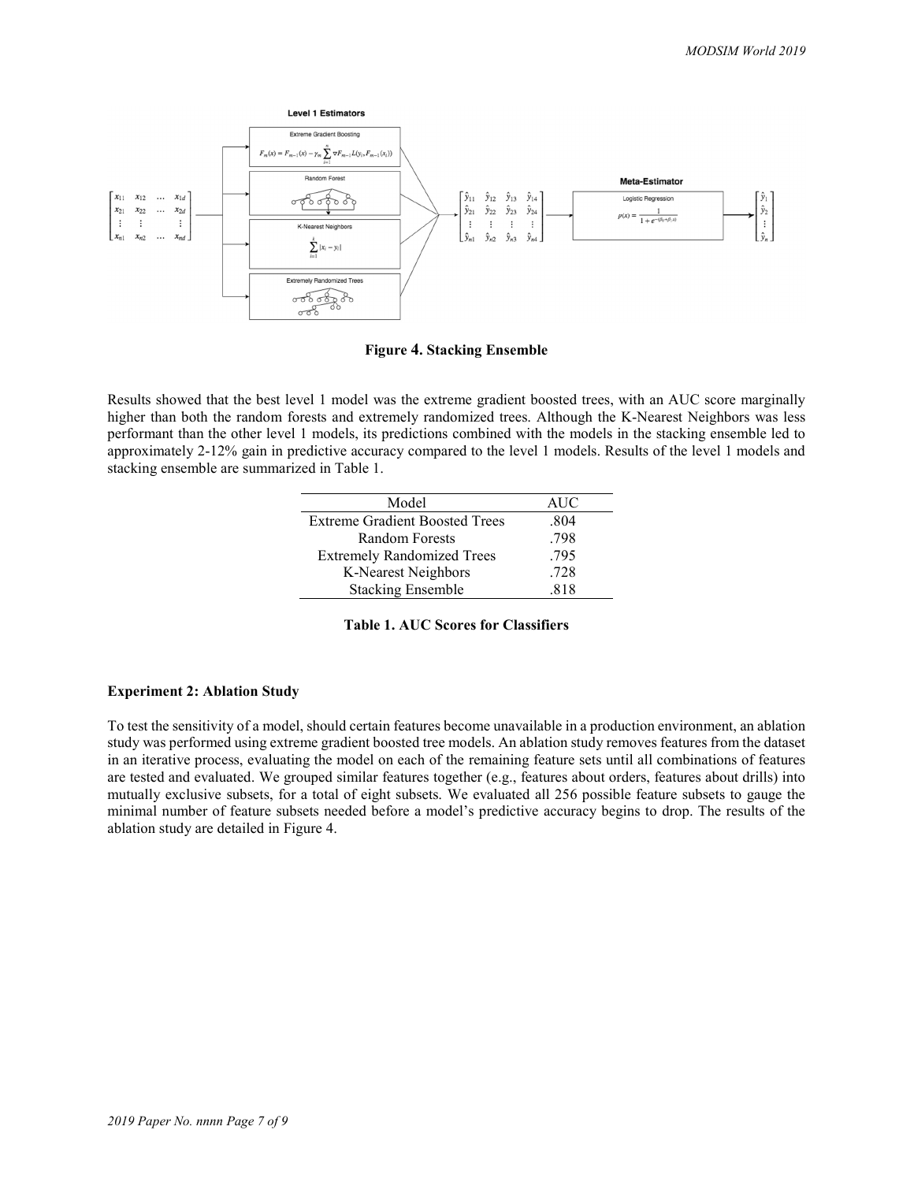**Figure 4. Stacking Ensemble**

Results showed that the best level 1 model was the extreme gradient boosted trees, with an AUC score marginally higher than both the random forests and extremely randomized trees. Although the K-Nearest Neighbors was less performant than the other level 1 models, its predictions combined with the models in the stacking ensemble led to approximately 2-12% gain in predictive accuracy compared to the level 1 models. Results of the level 1 models and stacking ensemble are summarized in Table 1.

| Model | AUC |
|---|---|
| Extreme Gradient Boosted Trees | .804 |
| Random Forests | .798 |
| Extremely Randomized Trees | .795 |
| K-Nearest Neighbors | .728 |
| Stacking Ensemble | .818 |

**Table 1. AUC Scores for Classifiers**

### Experiment 2: Ablation Study

To test the sensitivity of a model, should certain features become unavailable in a production environment, an ablation study was performed using extreme gradient boosted tree models. An ablation study removes features from the dataset in an iterative process, evaluating the model on each of the remaining feature sets until all combinations of features are tested and evaluated. We grouped similar features together (e.g., features about orders, features about drills) into mutually exclusive subsets, for a total of eight subsets. We evaluated all 256 possible feature subsets to gauge the minimal number of feature subsets needed before a model's predictive accuracy begins to drop. The results of the ablation study are detailed in Figure 4.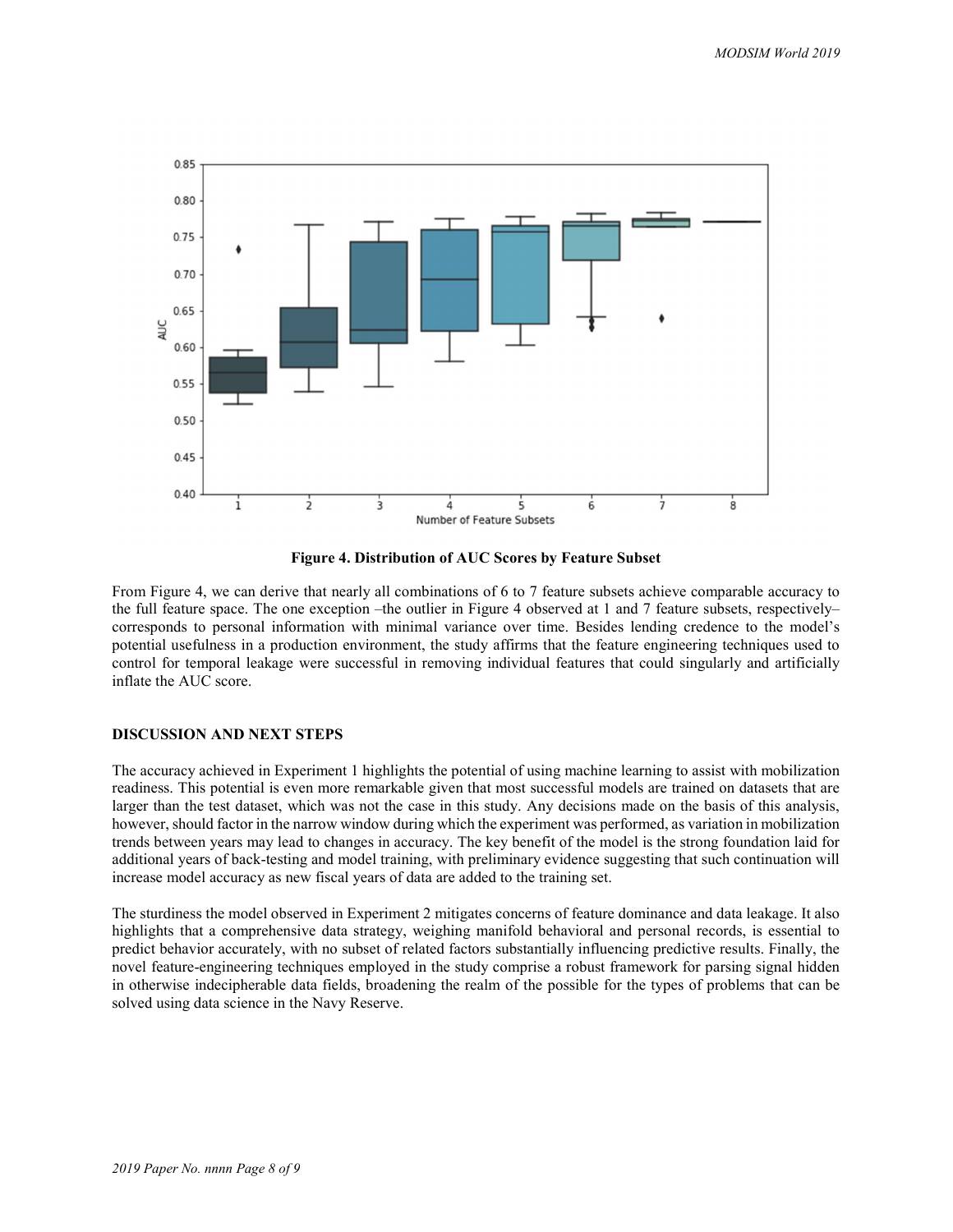**Figure 4. Distribution of AUC Scores by Feature Subset**

From Figure 4, we can derive that nearly all combinations of 6 to 7 feature subsets achieve comparable accuracy to the full feature space. The one exception –the outlier in Figure 4 observed at 1 and 7 feature subsets, respectively– corresponds to personal information with minimal variance over time. Besides lending credence to the model's potential usefulness in a production environment, the study affirms that the feature engineering techniques used to control for temporal leakage were successful in removing individual features that could singularly and artificially inflate the AUC score.

## DISCUSSION AND NEXT STEPS

The accuracy achieved in Experiment 1 highlights the potential of using machine learning to assist with mobilization readiness. This potential is even more remarkable given that most successful models are trained on datasets that are larger than the test dataset, which was not the case in this study. Any decisions made on the basis of this analysis, however, should factor in the narrow window during which the experiment was performed, as variation in mobilization trends between years may lead to changes in accuracy. The key benefit of the model is the strong foundation laid for additional years of back-testing and model training, with preliminary evidence suggesting that such continuation will increase model accuracy as new fiscal years of data are added to the training set.

The sturdiness the model observed in Experiment 2 mitigates concerns of feature dominance and data leakage. It also highlights that a comprehensive data strategy, weighing manifold behavioral and personal records, is essential to predict behavior accurately, with no subset of related factors substantially influencing predictive results. Finally, the novel feature-engineering techniques employed in the study comprise a robust framework for parsing signal hidden in otherwise indecipherable data fields, broadening the realm of the possible for the types of problems that can be solved using data science in the Navy Reserve.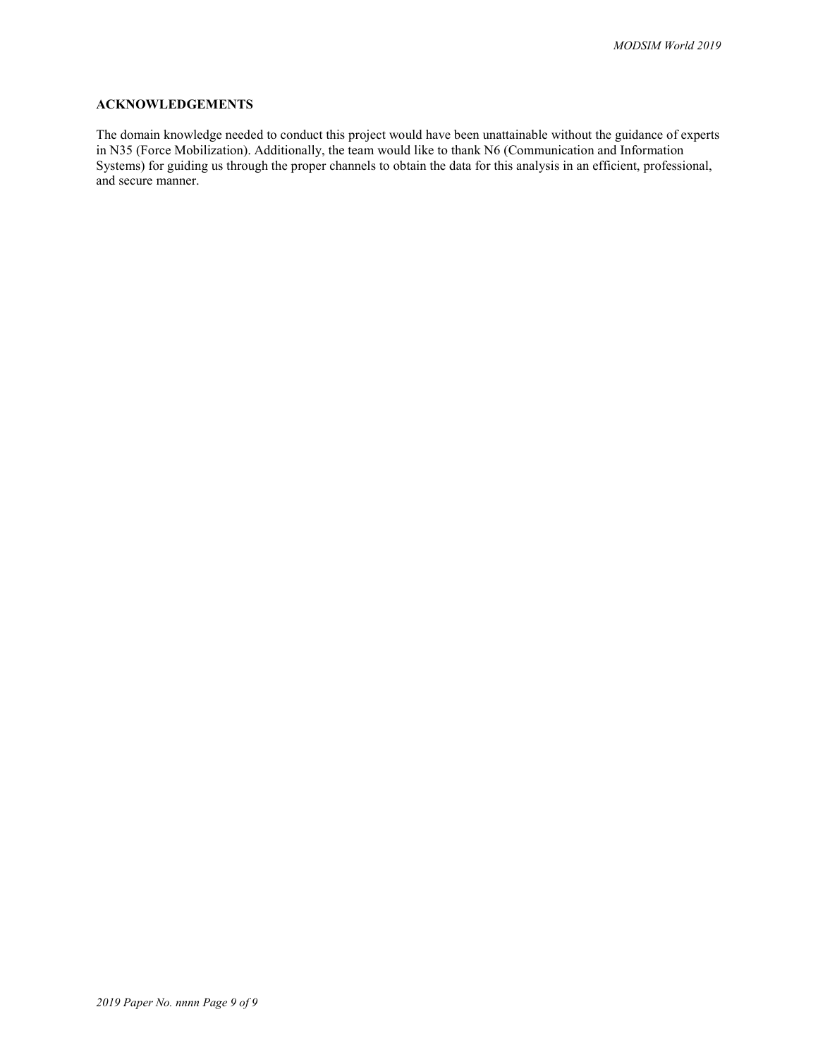## ACKNOWLEDGEMENTS

The domain knowledge needed to conduct this project would have been unattainable without the guidance of experts in N35 (Force Mobilization). Additionally, the team would like to thank N6 (Communication and Information Systems) for guiding us through the proper channels to obtain the data for this analysis in an efficient, professional, and secure manner.